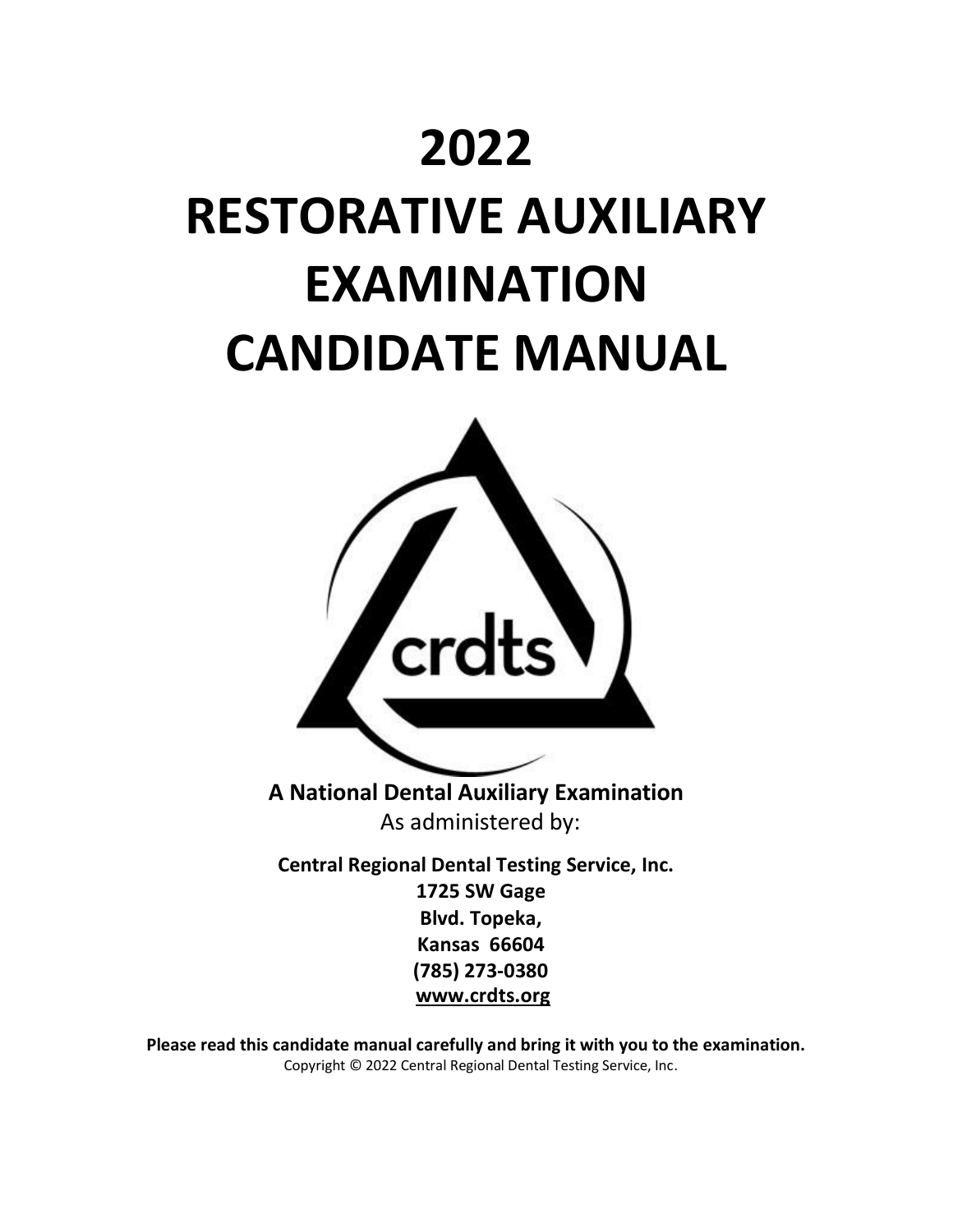# 2022
# RESTORATIVE AUXILIARY EXAMINATION CANDIDATE MANUAL

crdts

**A National Dental Auxiliary Examination**

As administered by:

**Central Regional Dental Testing Service, Inc.**
**1725 SW Gage Blvd. Topeka, Kansas 66604**
**(785) 273-0380**
**www.crdts.org**

**Please read this candidate manual carefully and bring it with you to the examination.**

Copyright © 2022 Central Regional Dental Testing Service, Inc.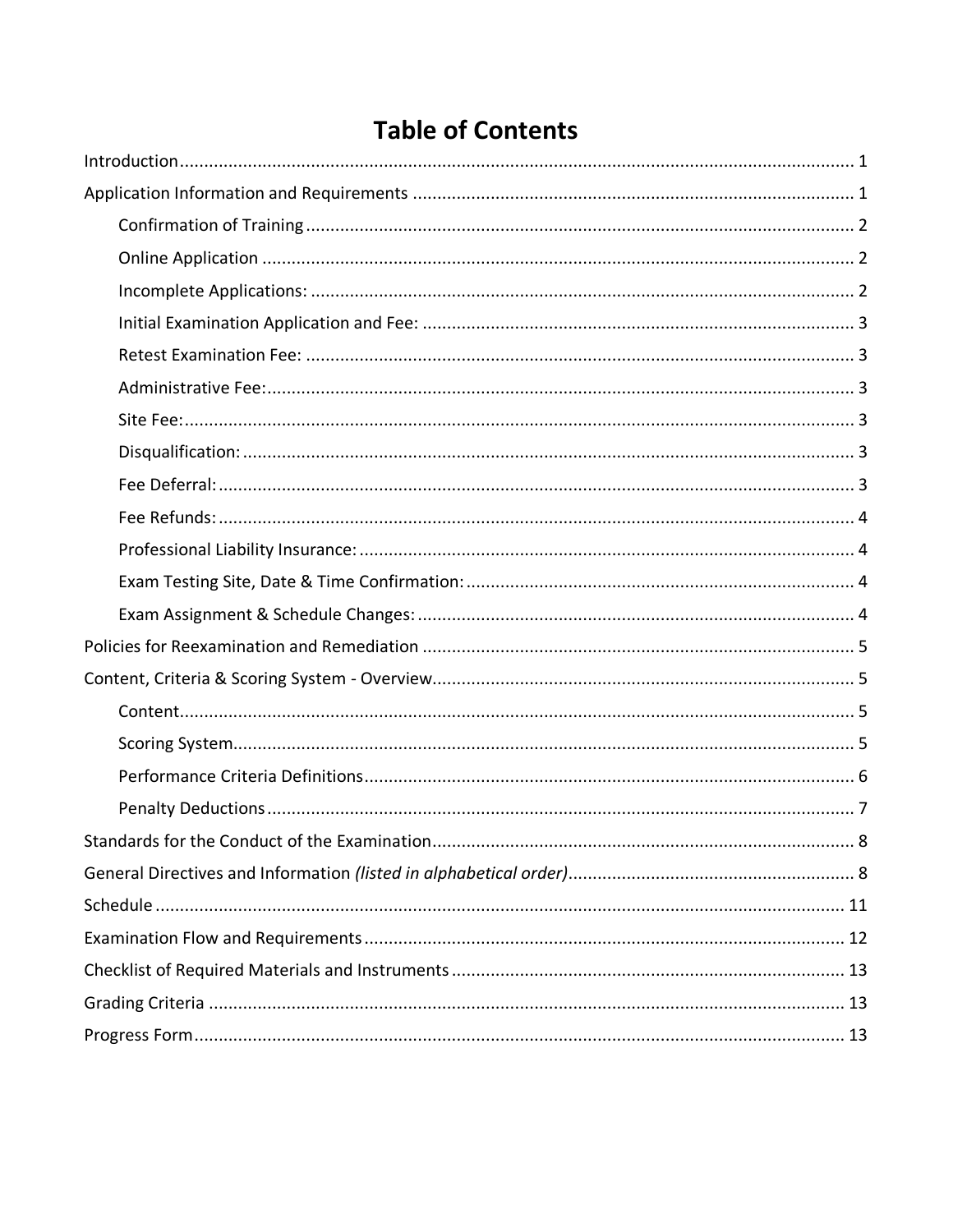# Table of Contents

Introduction .......... 1

Application Information and Requirements .......... 1

- Confirmation of Training .......... 2
- Online Application .......... 2
- Incomplete Applications: .......... 2
- Initial Examination Application and Fee: .......... 3
- Retest Examination Fee: .......... 3
- Administrative Fee: .......... 3
- Site Fee: .......... 3
- Disqualification: .......... 3
- Fee Deferral: .......... 3
- Fee Refunds: .......... 4
- Professional Liability Insurance: .......... 4
- Exam Testing Site, Date & Time Confirmation: .......... 4
- Exam Assignment & Schedule Changes: .......... 4

Policies for Reexamination and Remediation .......... 5

Content, Criteria & Scoring System - Overview .......... 5

- Content .......... 5
- Scoring System .......... 5
- Performance Criteria Definitions .......... 6
- Penalty Deductions .......... 7

Standards for the Conduct of the Examination .......... 8

General Directives and Information *(listed in alphabetical order)* .......... 8

Schedule .......... 11

Examination Flow and Requirements .......... 12

Checklist of Required Materials and Instruments .......... 13

Grading Criteria .......... 13

Progress Form .......... 13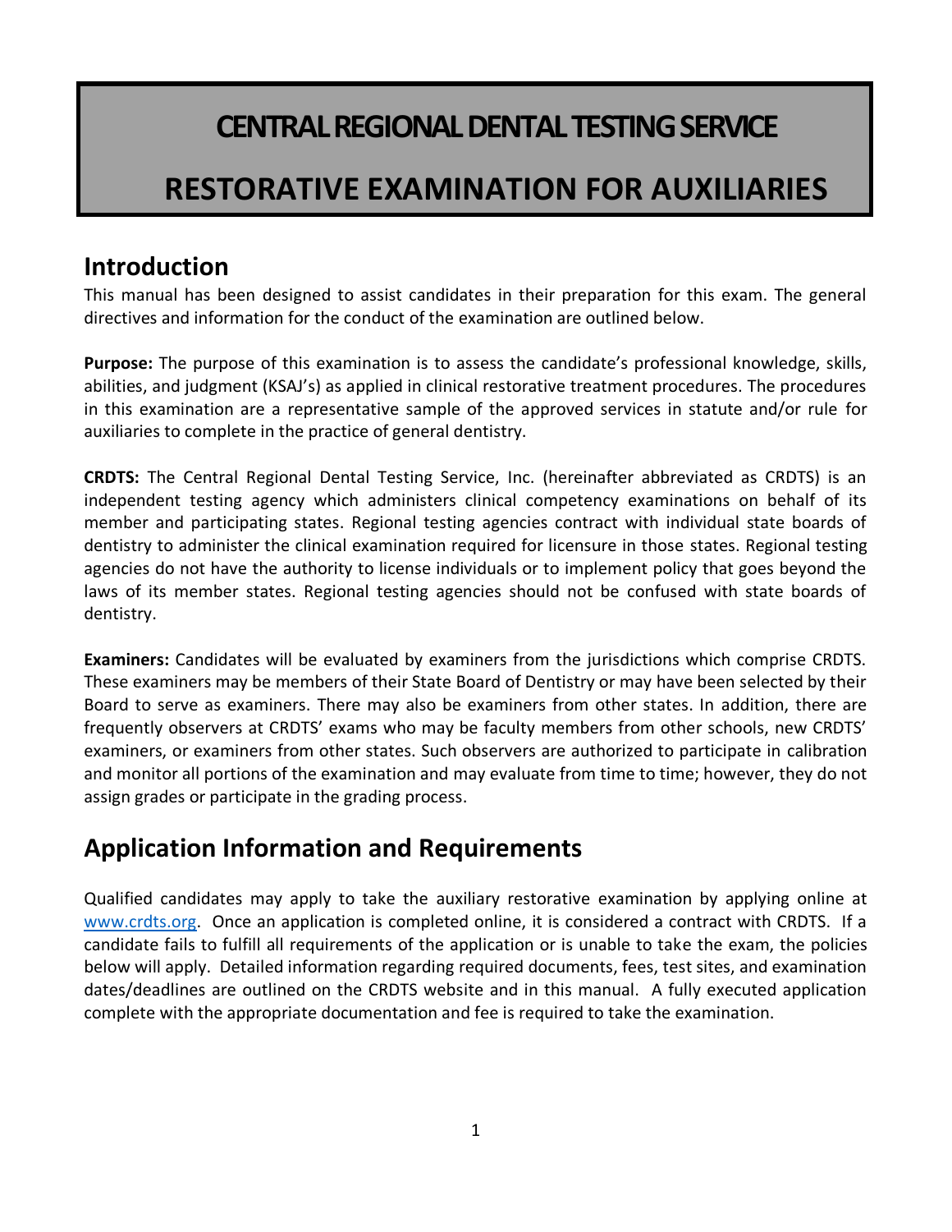# CENTRAL REGIONAL DENTAL TESTING SERVICE

# RESTORATIVE EXAMINATION FOR AUXILIARIES

## Introduction

This manual has been designed to assist candidates in their preparation for this exam. The general directives and information for the conduct of the examination are outlined below.

**Purpose:** The purpose of this examination is to assess the candidate's professional knowledge, skills, abilities, and judgment (KSAJ's) as applied in clinical restorative treatment procedures. The procedures in this examination are a representative sample of the approved services in statute and/or rule for auxiliaries to complete in the practice of general dentistry.

**CRDTS:** The Central Regional Dental Testing Service, Inc. (hereinafter abbreviated as CRDTS) is an independent testing agency which administers clinical competency examinations on behalf of its member and participating states. Regional testing agencies contract with individual state boards of dentistry to administer the clinical examination required for licensure in those states. Regional testing agencies do not have the authority to license individuals or to implement policy that goes beyond the laws of its member states. Regional testing agencies should not be confused with state boards of dentistry.

**Examiners:** Candidates will be evaluated by examiners from the jurisdictions which comprise CRDTS. These examiners may be members of their State Board of Dentistry or may have been selected by their Board to serve as examiners. There may also be examiners from other states. In addition, there are frequently observers at CRDTS' exams who may be faculty members from other schools, new CRDTS' examiners, or examiners from other states. Such observers are authorized to participate in calibration and monitor all portions of the examination and may evaluate from time to time; however, they do not assign grades or participate in the grading process.

## Application Information and Requirements

Qualified candidates may apply to take the auxiliary restorative examination by applying online at www.crdts.org. Once an application is completed online, it is considered a contract with CRDTS. If a candidate fails to fulfill all requirements of the application or is unable to take the exam, the policies below will apply. Detailed information regarding required documents, fees, test sites, and examination dates/deadlines are outlined on the CRDTS website and in this manual. A fully executed application complete with the appropriate documentation and fee is required to take the examination.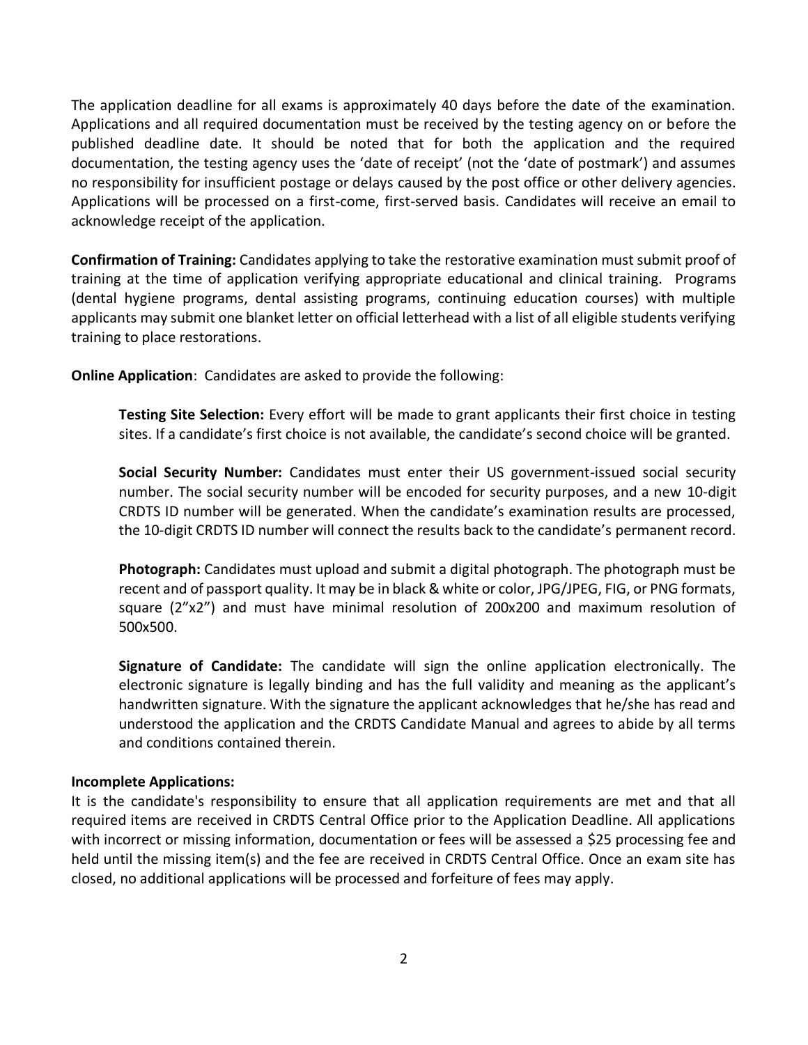The application deadline for all exams is approximately 40 days before the date of the examination. Applications and all required documentation must be received by the testing agency on or before the published deadline date. It should be noted that for both the application and the required documentation, the testing agency uses the 'date of receipt' (not the 'date of postmark') and assumes no responsibility for insufficient postage or delays caused by the post office or other delivery agencies. Applications will be processed on a first-come, first-served basis. Candidates will receive an email to acknowledge receipt of the application.

**Confirmation of Training:** Candidates applying to take the restorative examination must submit proof of training at the time of application verifying appropriate educational and clinical training. Programs (dental hygiene programs, dental assisting programs, continuing education courses) with multiple applicants may submit one blanket letter on official letterhead with a list of all eligible students verifying training to place restorations.

**Online Application**: Candidates are asked to provide the following:

> **Testing Site Selection:** Every effort will be made to grant applicants their first choice in testing sites. If a candidate's first choice is not available, the candidate's second choice will be granted.
>
> **Social Security Number:** Candidates must enter their US government-issued social security number. The social security number will be encoded for security purposes, and a new 10-digit CRDTS ID number will be generated. When the candidate's examination results are processed, the 10-digit CRDTS ID number will connect the results back to the candidate's permanent record.
>
> **Photograph:** Candidates must upload and submit a digital photograph. The photograph must be recent and of passport quality. It may be in black & white or color, JPG/JPEG, FIG, or PNG formats, square (2"x2") and must have minimal resolution of 200x200 and maximum resolution of 500x500.
>
> **Signature of Candidate:** The candidate will sign the online application electronically. The electronic signature is legally binding and has the full validity and meaning as the applicant's handwritten signature. With the signature the applicant acknowledges that he/she has read and understood the application and the CRDTS Candidate Manual and agrees to abide by all terms and conditions contained therein.

**Incomplete Applications:**

It is the candidate's responsibility to ensure that all application requirements are met and that all required items are received in CRDTS Central Office prior to the Application Deadline. All applications with incorrect or missing information, documentation or fees will be assessed a $25 processing fee and held until the missing item(s) and the fee are received in CRDTS Central Office. Once an exam site has closed, no additional applications will be processed and forfeiture of fees may apply.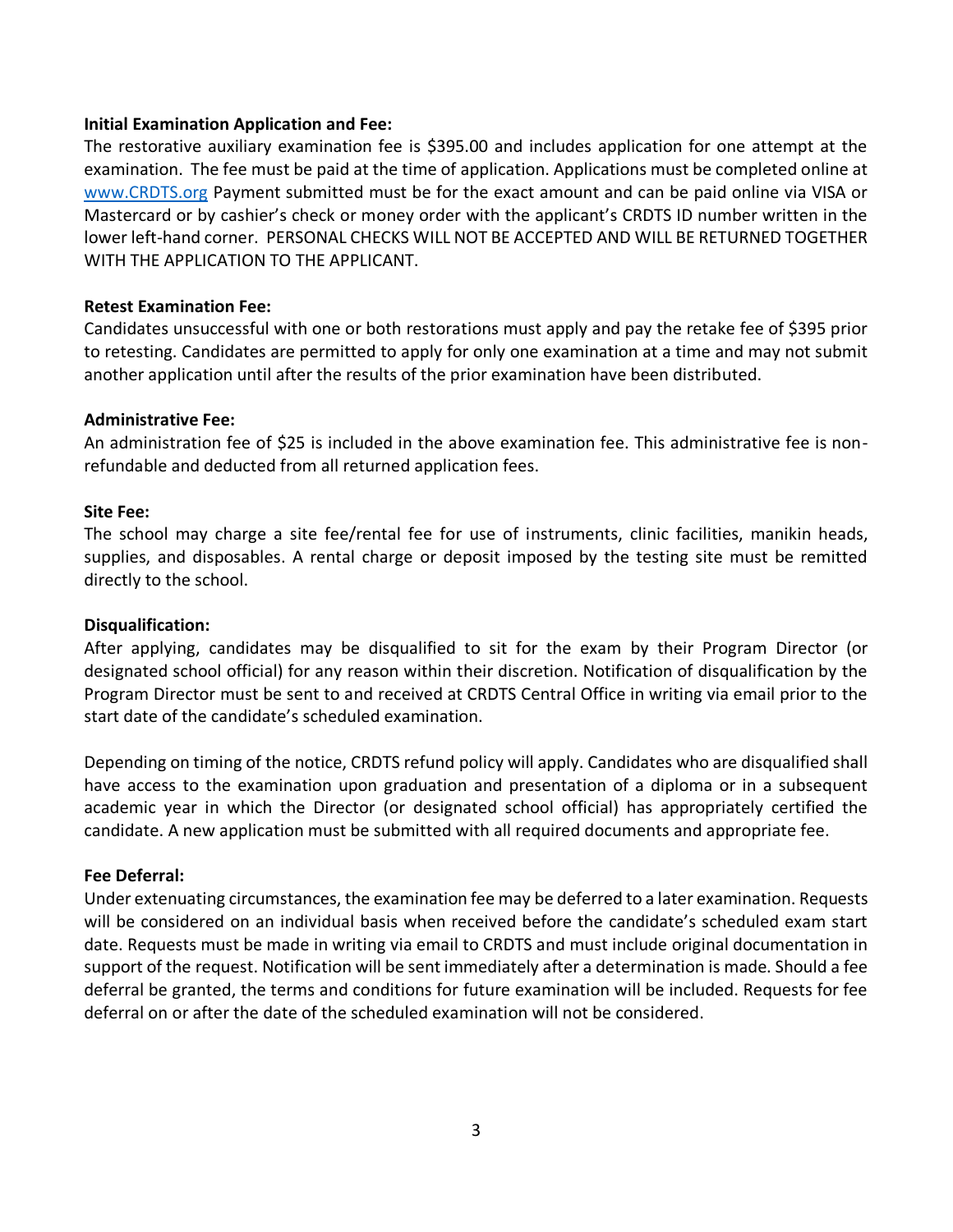### Initial Examination Application and Fee:

The restorative auxiliary examination fee is $395.00 and includes application for one attempt at the examination. The fee must be paid at the time of application. Applications must be completed online at www.CRDTS.org Payment submitted must be for the exact amount and can be paid online via VISA or Mastercard or by cashier's check or money order with the applicant's CRDTS ID number written in the lower left-hand corner. PERSONAL CHECKS WILL NOT BE ACCEPTED AND WILL BE RETURNED TOGETHER WITH THE APPLICATION TO THE APPLICANT.

### Retest Examination Fee:

Candidates unsuccessful with one or both restorations must apply and pay the retake fee of $395 prior to retesting. Candidates are permitted to apply for only one examination at a time and may not submit another application until after the results of the prior examination have been distributed.

### Administrative Fee:

An administration fee of $25 is included in the above examination fee. This administrative fee is non-refundable and deducted from all returned application fees.

### Site Fee:

The school may charge a site fee/rental fee for use of instruments, clinic facilities, manikin heads, supplies, and disposables. A rental charge or deposit imposed by the testing site must be remitted directly to the school.

### Disqualification:

After applying, candidates may be disqualified to sit for the exam by their Program Director (or designated school official) for any reason within their discretion. Notification of disqualification by the Program Director must be sent to and received at CRDTS Central Office in writing via email prior to the start date of the candidate's scheduled examination.

Depending on timing of the notice, CRDTS refund policy will apply. Candidates who are disqualified shall have access to the examination upon graduation and presentation of a diploma or in a subsequent academic year in which the Director (or designated school official) has appropriately certified the candidate. A new application must be submitted with all required documents and appropriate fee.

### Fee Deferral:

Under extenuating circumstances, the examination fee may be deferred to a later examination. Requests will be considered on an individual basis when received before the candidate's scheduled exam start date. Requests must be made in writing via email to CRDTS and must include original documentation in support of the request. Notification will be sent immediately after a determination is made. Should a fee deferral be granted, the terms and conditions for future examination will be included. Requests for fee deferral on or after the date of the scheduled examination will not be considered.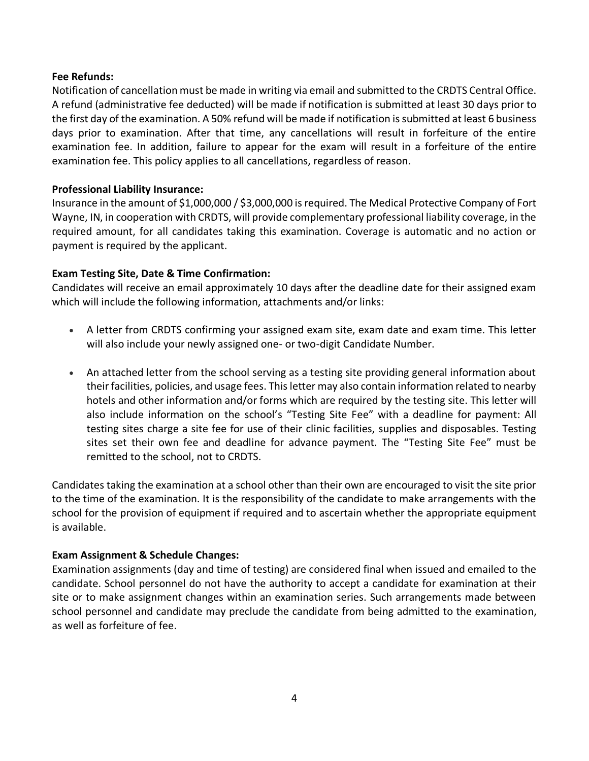**Fee Refunds:**

Notification of cancellation must be made in writing via email and submitted to the CRDTS Central Office. A refund (administrative fee deducted) will be made if notification is submitted at least 30 days prior to the first day of the examination. A 50% refund will be made if notification is submitted at least 6 business days prior to examination. After that time, any cancellations will result in forfeiture of the entire examination fee. In addition, failure to appear for the exam will result in a forfeiture of the entire examination fee. This policy applies to all cancellations, regardless of reason.

**Professional Liability Insurance:**

Insurance in the amount of $1,000,000 / $3,000,000 is required. The Medical Protective Company of Fort Wayne, IN, in cooperation with CRDTS, will provide complementary professional liability coverage, in the required amount, for all candidates taking this examination. Coverage is automatic and no action or payment is required by the applicant.

**Exam Testing Site, Date & Time Confirmation:**

Candidates will receive an email approximately 10 days after the deadline date for their assigned exam which will include the following information, attachments and/or links:

- A letter from CRDTS confirming your assigned exam site, exam date and exam time. This letter will also include your newly assigned one- or two-digit Candidate Number.
- An attached letter from the school serving as a testing site providing general information about their facilities, policies, and usage fees. This letter may also contain information related to nearby hotels and other information and/or forms which are required by the testing site. This letter will also include information on the school's "Testing Site Fee" with a deadline for payment: All testing sites charge a site fee for use of their clinic facilities, supplies and disposables. Testing sites set their own fee and deadline for advance payment. The "Testing Site Fee" must be remitted to the school, not to CRDTS.

Candidates taking the examination at a school other than their own are encouraged to visit the site prior to the time of the examination. It is the responsibility of the candidate to make arrangements with the school for the provision of equipment if required and to ascertain whether the appropriate equipment is available.

**Exam Assignment & Schedule Changes:**

Examination assignments (day and time of testing) are considered final when issued and emailed to the candidate. School personnel do not have the authority to accept a candidate for examination at their site or to make assignment changes within an examination series. Such arrangements made between school personnel and candidate may preclude the candidate from being admitted to the examination, as well as forfeiture of fee.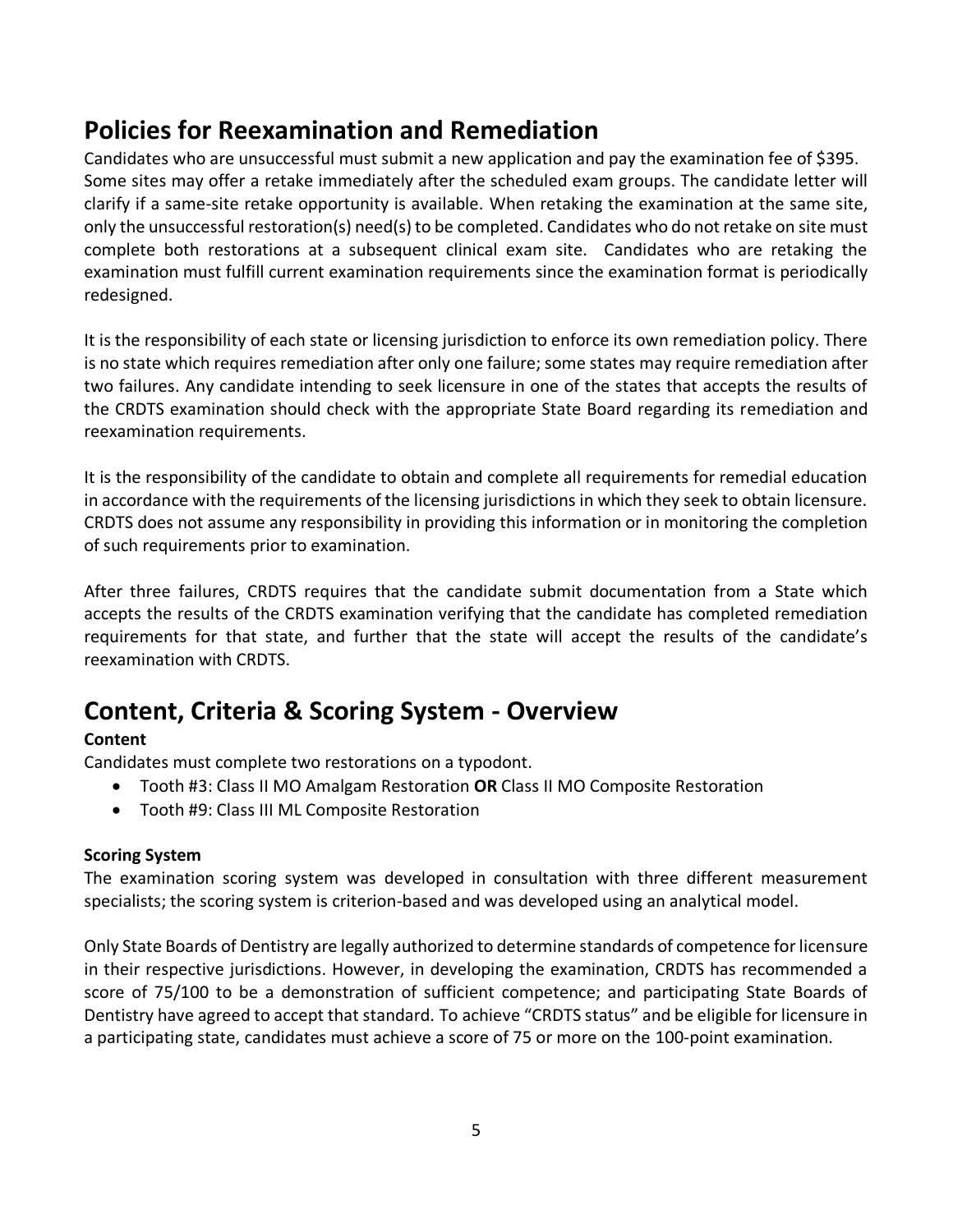## Policies for Reexamination and Remediation

Candidates who are unsuccessful must submit a new application and pay the examination fee of $395. Some sites may offer a retake immediately after the scheduled exam groups. The candidate letter will clarify if a same-site retake opportunity is available. When retaking the examination at the same site, only the unsuccessful restoration(s) need(s) to be completed. Candidates who do not retake on site must complete both restorations at a subsequent clinical exam site. Candidates who are retaking the examination must fulfill current examination requirements since the examination format is periodically redesigned.

It is the responsibility of each state or licensing jurisdiction to enforce its own remediation policy. There is no state which requires remediation after only one failure; some states may require remediation after two failures. Any candidate intending to seek licensure in one of the states that accepts the results of the CRDTS examination should check with the appropriate State Board regarding its remediation and reexamination requirements.

It is the responsibility of the candidate to obtain and complete all requirements for remedial education in accordance with the requirements of the licensing jurisdictions in which they seek to obtain licensure. CRDTS does not assume any responsibility in providing this information or in monitoring the completion of such requirements prior to examination.

After three failures, CRDTS requires that the candidate submit documentation from a State which accepts the results of the CRDTS examination verifying that the candidate has completed remediation requirements for that state, and further that the state will accept the results of the candidate's reexamination with CRDTS.

## Content, Criteria & Scoring System - Overview

**Content**

Candidates must complete two restorations on a typodont.

- Tooth #3: Class II MO Amalgam Restoration **OR** Class II MO Composite Restoration
- Tooth #9: Class III ML Composite Restoration

**Scoring System**

The examination scoring system was developed in consultation with three different measurement specialists; the scoring system is criterion-based and was developed using an analytical model.

Only State Boards of Dentistry are legally authorized to determine standards of competence for licensure in their respective jurisdictions. However, in developing the examination, CRDTS has recommended a score of 75/100 to be a demonstration of sufficient competence; and participating State Boards of Dentistry have agreed to accept that standard. To achieve "CRDTS status" and be eligible for licensure in a participating state, candidates must achieve a score of 75 or more on the 100-point examination.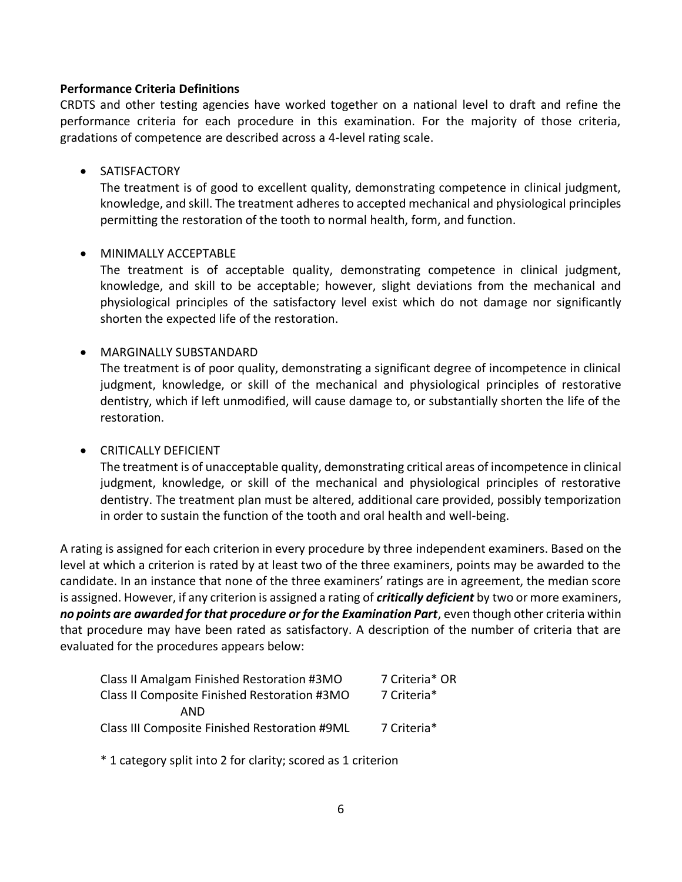**Performance Criteria Definitions**

CRDTS and other testing agencies have worked together on a national level to draft and refine the performance criteria for each procedure in this examination. For the majority of those criteria, gradations of competence are described across a 4-level rating scale.

- SATISFACTORY
  The treatment is of good to excellent quality, demonstrating competence in clinical judgment, knowledge, and skill. The treatment adheres to accepted mechanical and physiological principles permitting the restoration of the tooth to normal health, form, and function.

- MINIMALLY ACCEPTABLE
  The treatment is of acceptable quality, demonstrating competence in clinical judgment, knowledge, and skill to be acceptable; however, slight deviations from the mechanical and physiological principles of the satisfactory level exist which do not damage nor significantly shorten the expected life of the restoration.

- MARGINALLY SUBSTANDARD
  The treatment is of poor quality, demonstrating a significant degree of incompetence in clinical judgment, knowledge, or skill of the mechanical and physiological principles of restorative dentistry, which if left unmodified, will cause damage to, or substantially shorten the life of the restoration.

- CRITICALLY DEFICIENT
  The treatment is of unacceptable quality, demonstrating critical areas of incompetence in clinical judgment, knowledge, or skill of the mechanical and physiological principles of restorative dentistry. The treatment plan must be altered, additional care provided, possibly temporization in order to sustain the function of the tooth and oral health and well-being.

A rating is assigned for each criterion in every procedure by three independent examiners. Based on the level at which a criterion is rated by at least two of the three examiners, points may be awarded to the candidate. In an instance that none of the three examiners' ratings are in agreement, the median score is assigned. However, if any criterion is assigned a rating of ***critically deficient*** by two or more examiners, ***no points are awarded for that procedure or for the Examination Part***, even though other criteria within that procedure may have been rated as satisfactory. A description of the number of criteria that are evaluated for the procedures appears below:

| | |
|---|---|
| Class II Amalgam Finished Restoration #3MO | 7 Criteria* OR |
| Class II Composite Finished Restoration #3MO | 7 Criteria* |
| AND | |
| Class III Composite Finished Restoration #9ML | 7 Criteria* |

\* 1 category split into 2 for clarity; scored as 1 criterion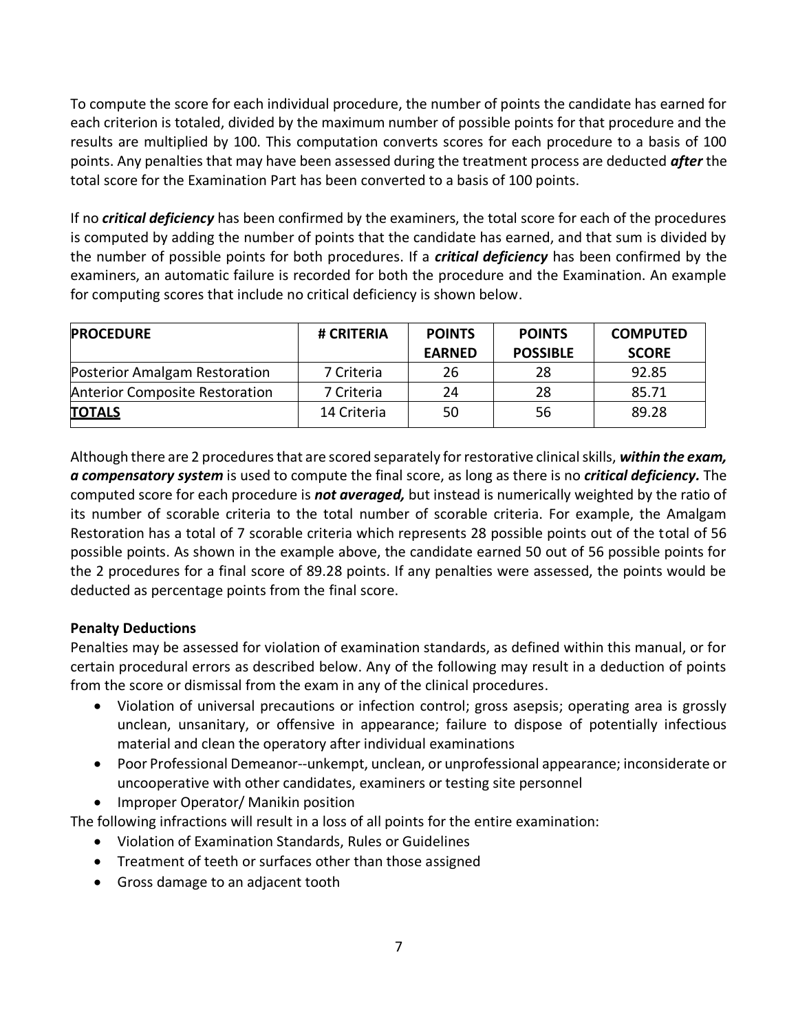To compute the score for each individual procedure, the number of points the candidate has earned for each criterion is totaled, divided by the maximum number of possible points for that procedure and the results are multiplied by 100. This computation converts scores for each procedure to a basis of 100 points. Any penalties that may have been assessed during the treatment process are deducted ***after*** the total score for the Examination Part has been converted to a basis of 100 points.

If no ***critical deficiency*** has been confirmed by the examiners, the total score for each of the procedures is computed by adding the number of points that the candidate has earned, and that sum is divided by the number of possible points for both procedures. If a ***critical deficiency*** has been confirmed by the examiners, an automatic failure is recorded for both the procedure and the Examination. An example for computing scores that include no critical deficiency is shown below.

| **PROCEDURE** | **# CRITERIA** | **POINTS EARNED** | **POINTS POSSIBLE** | **COMPUTED SCORE** |
|---|---|---|---|---|
| Posterior Amalgam Restoration | 7 Criteria | 26 | 28 | 92.85 |
| Anterior Composite Restoration | 7 Criteria | 24 | 28 | 85.71 |
| **TOTALS** | 14 Criteria | 50 | 56 | 89.28 |

Although there are 2 procedures that are scored separately for restorative clinical skills, ***within the exam, a compensatory system*** is used to compute the final score, as long as there is no ***critical deficiency.*** The computed score for each procedure is ***not averaged,*** but instead is numerically weighted by the ratio of its number of scorable criteria to the total number of scorable criteria. For example, the Amalgam Restoration has a total of 7 scorable criteria which represents 28 possible points out of the total of 56 possible points. As shown in the example above, the candidate earned 50 out of 56 possible points for the 2 procedures for a final score of 89.28 points. If any penalties were assessed, the points would be deducted as percentage points from the final score.

**Penalty Deductions**

Penalties may be assessed for violation of examination standards, as defined within this manual, or for certain procedural errors as described below. Any of the following may result in a deduction of points from the score or dismissal from the exam in any of the clinical procedures.

- Violation of universal precautions or infection control; gross asepsis; operating area is grossly unclean, unsanitary, or offensive in appearance; failure to dispose of potentially infectious material and clean the operatory after individual examinations
- Poor Professional Demeanor--unkempt, unclean, or unprofessional appearance; inconsiderate or uncooperative with other candidates, examiners or testing site personnel
- Improper Operator/ Manikin position

The following infractions will result in a loss of all points for the entire examination:

- Violation of Examination Standards, Rules or Guidelines
- Treatment of teeth or surfaces other than those assigned
- Gross damage to an adjacent tooth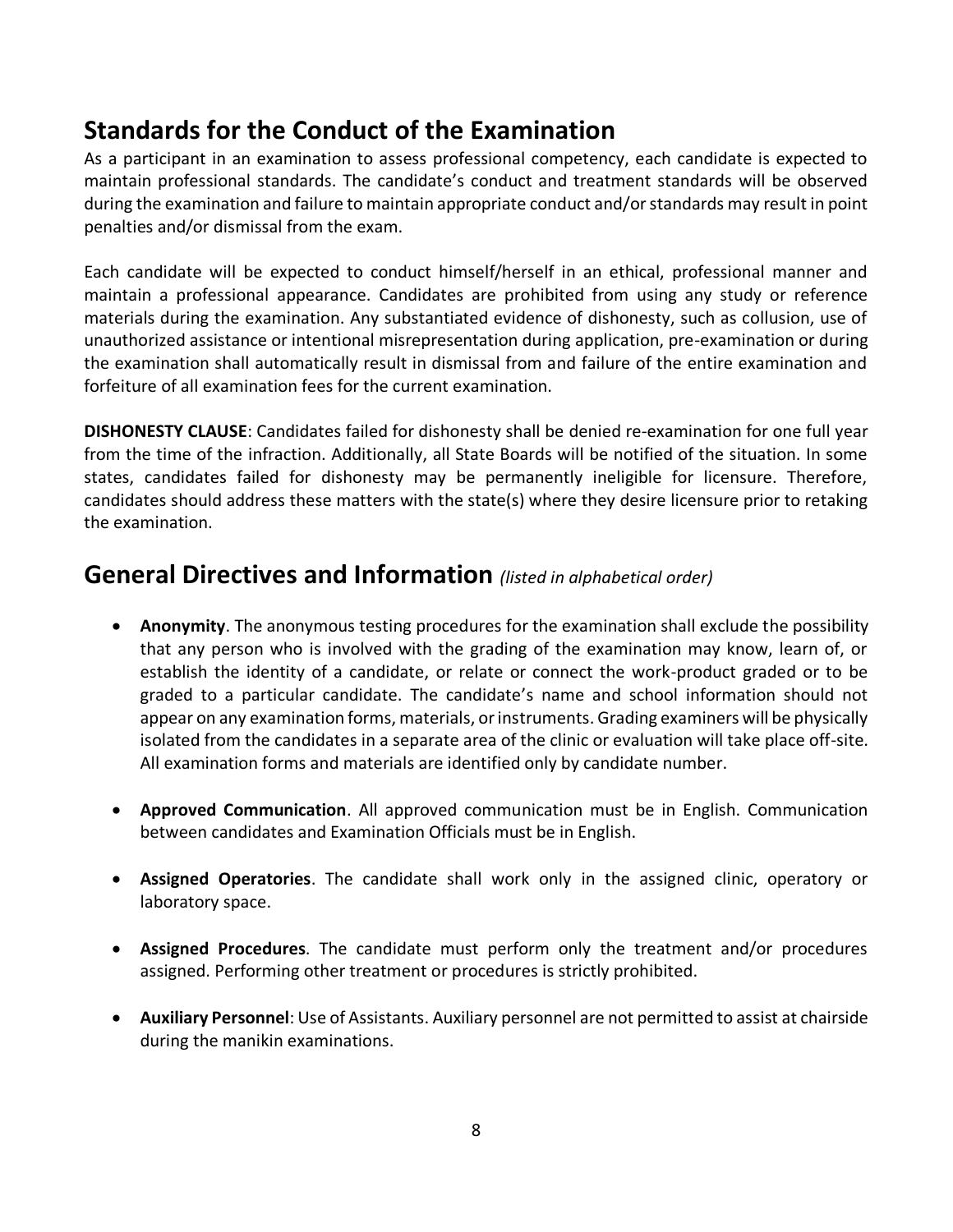## Standards for the Conduct of the Examination

As a participant in an examination to assess professional competency, each candidate is expected to maintain professional standards. The candidate's conduct and treatment standards will be observed during the examination and failure to maintain appropriate conduct and/or standards may result in point penalties and/or dismissal from the exam.

Each candidate will be expected to conduct himself/herself in an ethical, professional manner and maintain a professional appearance. Candidates are prohibited from using any study or reference materials during the examination. Any substantiated evidence of dishonesty, such as collusion, use of unauthorized assistance or intentional misrepresentation during application, pre-examination or during the examination shall automatically result in dismissal from and failure of the entire examination and forfeiture of all examination fees for the current examination.

**DISHONESTY CLAUSE**: Candidates failed for dishonesty shall be denied re-examination for one full year from the time of the infraction. Additionally, all State Boards will be notified of the situation. In some states, candidates failed for dishonesty may be permanently ineligible for licensure. Therefore, candidates should address these matters with the state(s) where they desire licensure prior to retaking the examination.

## General Directives and Information *(listed in alphabetical order)*

- **Anonymity**. The anonymous testing procedures for the examination shall exclude the possibility that any person who is involved with the grading of the examination may know, learn of, or establish the identity of a candidate, or relate or connect the work-product graded or to be graded to a particular candidate. The candidate's name and school information should not appear on any examination forms, materials, or instruments. Grading examiners will be physically isolated from the candidates in a separate area of the clinic or evaluation will take place off-site. All examination forms and materials are identified only by candidate number.

- **Approved Communication**. All approved communication must be in English. Communication between candidates and Examination Officials must be in English.

- **Assigned Operatories**. The candidate shall work only in the assigned clinic, operatory or laboratory space.

- **Assigned Procedures**. The candidate must perform only the treatment and/or procedures assigned. Performing other treatment or procedures is strictly prohibited.

- **Auxiliary Personnel**: Use of Assistants. Auxiliary personnel are not permitted to assist at chairside during the manikin examinations.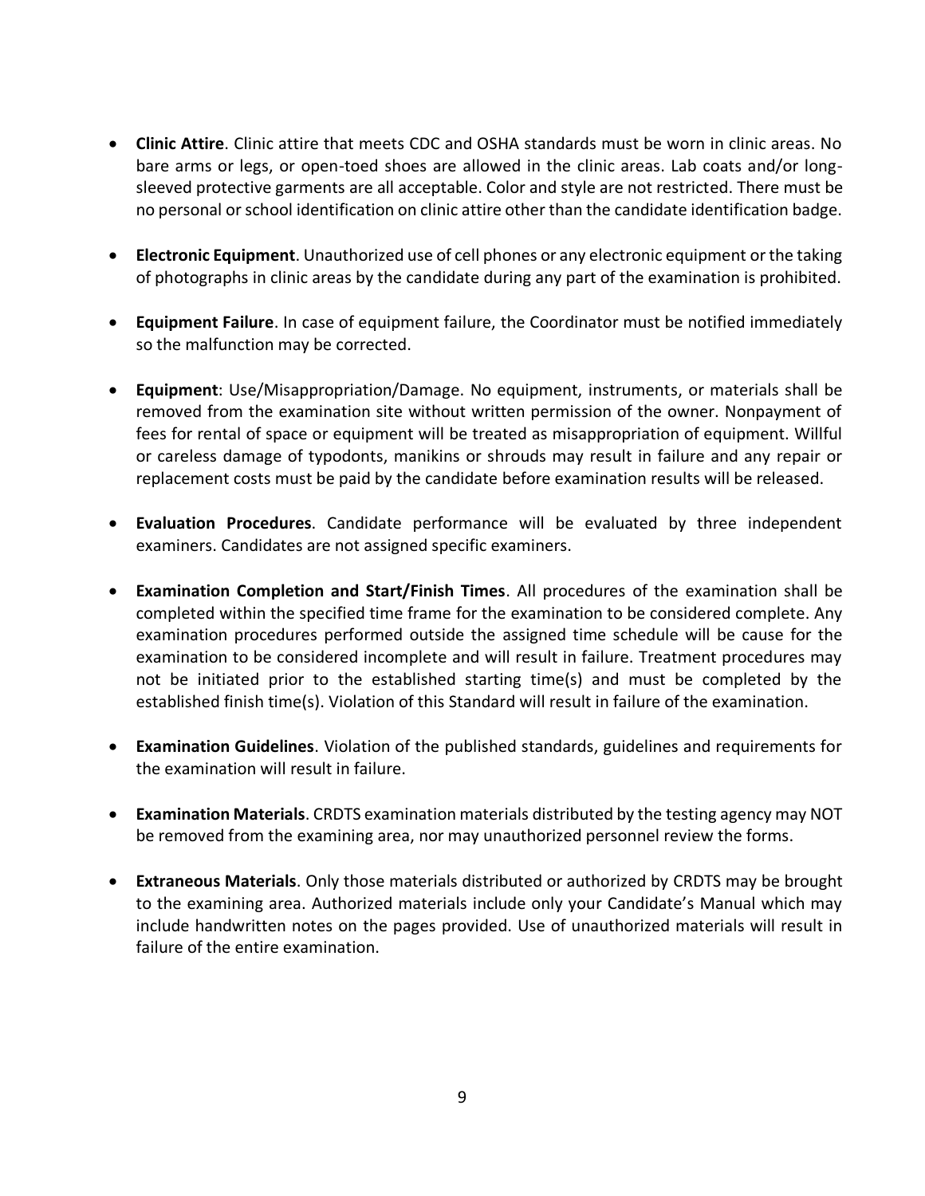- **Clinic Attire**. Clinic attire that meets CDC and OSHA standards must be worn in clinic areas. No bare arms or legs, or open-toed shoes are allowed in the clinic areas. Lab coats and/or long-sleeved protective garments are all acceptable. Color and style are not restricted. There must be no personal or school identification on clinic attire other than the candidate identification badge.

- **Electronic Equipment**. Unauthorized use of cell phones or any electronic equipment or the taking of photographs in clinic areas by the candidate during any part of the examination is prohibited.

- **Equipment Failure**. In case of equipment failure, the Coordinator must be notified immediately so the malfunction may be corrected.

- **Equipment**: Use/Misappropriation/Damage. No equipment, instruments, or materials shall be removed from the examination site without written permission of the owner. Nonpayment of fees for rental of space or equipment will be treated as misappropriation of equipment. Willful or careless damage of typodonts, manikins or shrouds may result in failure and any repair or replacement costs must be paid by the candidate before examination results will be released.

- **Evaluation Procedures**. Candidate performance will be evaluated by three independent examiners. Candidates are not assigned specific examiners.

- **Examination Completion and Start/Finish Times**. All procedures of the examination shall be completed within the specified time frame for the examination to be considered complete. Any examination procedures performed outside the assigned time schedule will be cause for the examination to be considered incomplete and will result in failure. Treatment procedures may not be initiated prior to the established starting time(s) and must be completed by the established finish time(s). Violation of this Standard will result in failure of the examination.

- **Examination Guidelines**. Violation of the published standards, guidelines and requirements for the examination will result in failure.

- **Examination Materials**. CRDTS examination materials distributed by the testing agency may NOT be removed from the examining area, nor may unauthorized personnel review the forms.

- **Extraneous Materials**. Only those materials distributed or authorized by CRDTS may be brought to the examining area. Authorized materials include only your Candidate's Manual which may include handwritten notes on the pages provided. Use of unauthorized materials will result in failure of the entire examination.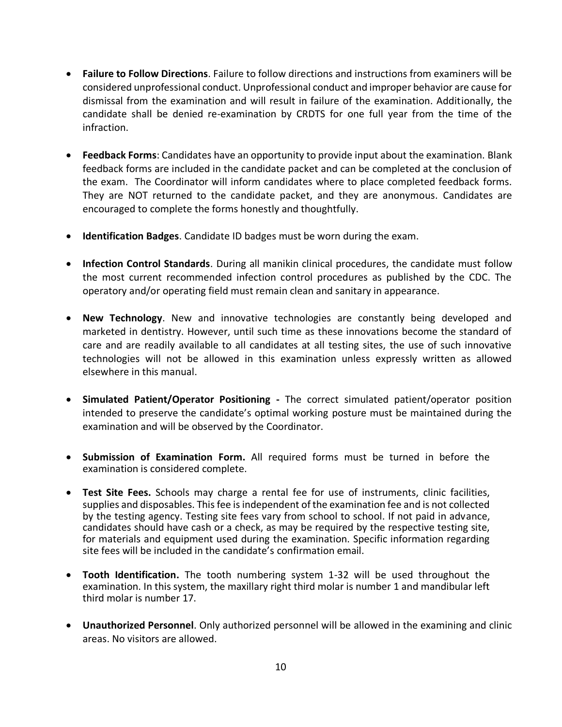- **Failure to Follow Directions**. Failure to follow directions and instructions from examiners will be considered unprofessional conduct. Unprofessional conduct and improper behavior are cause for dismissal from the examination and will result in failure of the examination. Additionally, the candidate shall be denied re-examination by CRDTS for one full year from the time of the infraction.

- **Feedback Forms**: Candidates have an opportunity to provide input about the examination. Blank feedback forms are included in the candidate packet and can be completed at the conclusion of the exam. The Coordinator will inform candidates where to place completed feedback forms. They are NOT returned to the candidate packet, and they are anonymous. Candidates are encouraged to complete the forms honestly and thoughtfully.

- **Identification Badges**. Candidate ID badges must be worn during the exam.

- **Infection Control Standards**. During all manikin clinical procedures, the candidate must follow the most current recommended infection control procedures as published by the CDC. The operatory and/or operating field must remain clean and sanitary in appearance.

- **New Technology**. New and innovative technologies are constantly being developed and marketed in dentistry. However, until such time as these innovations become the standard of care and are readily available to all candidates at all testing sites, the use of such innovative technologies will not be allowed in this examination unless expressly written as allowed elsewhere in this manual.

- **Simulated Patient/Operator Positioning -** The correct simulated patient/operator position intended to preserve the candidate's optimal working posture must be maintained during the examination and will be observed by the Coordinator.

- **Submission of Examination Form.** All required forms must be turned in before the examination is considered complete.

- **Test Site Fees.** Schools may charge a rental fee for use of instruments, clinic facilities, supplies and disposables. This fee is independent of the examination fee and is not collected by the testing agency. Testing site fees vary from school to school. If not paid in advance, candidates should have cash or a check, as may be required by the respective testing site, for materials and equipment used during the examination. Specific information regarding site fees will be included in the candidate's confirmation email.

- **Tooth Identification.** The tooth numbering system 1-32 will be used throughout the examination. In this system, the maxillary right third molar is number 1 and mandibular left third molar is number 17.

- **Unauthorized Personnel**. Only authorized personnel will be allowed in the examining and clinic areas. No visitors are allowed.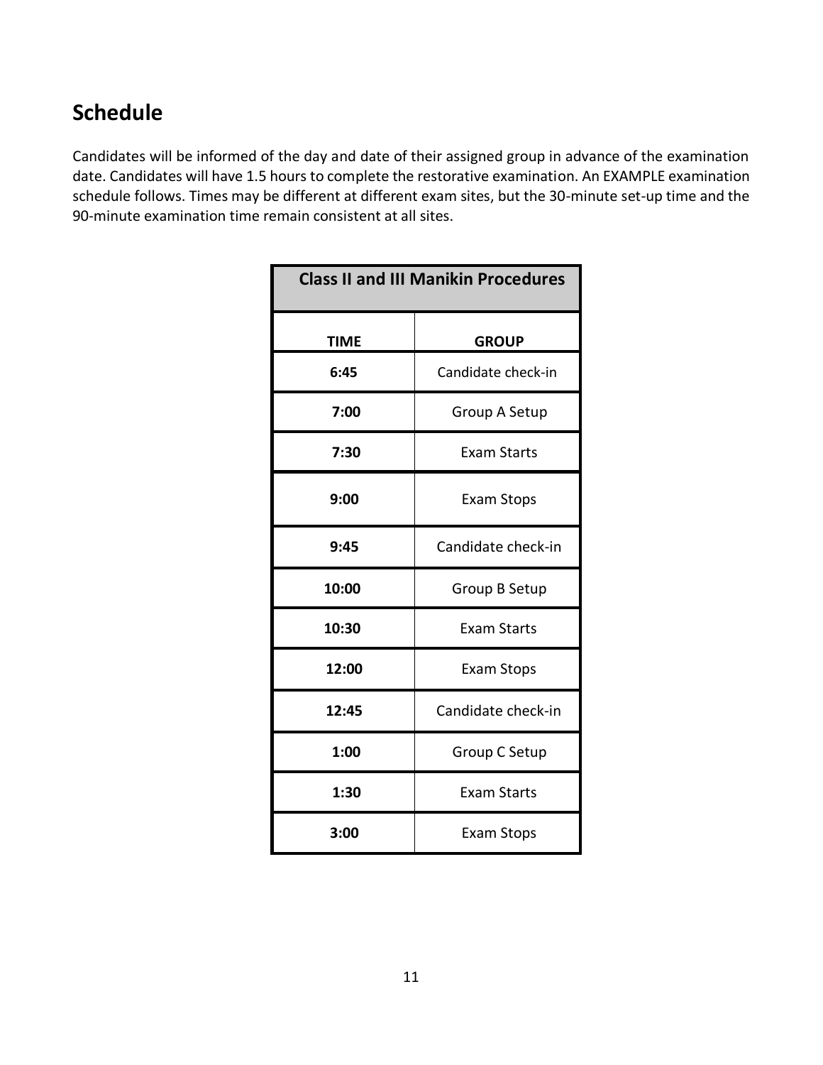## Schedule

Candidates will be informed of the day and date of their assigned group in advance of the examination date. Candidates will have 1.5 hours to complete the restorative examination. An EXAMPLE examination schedule follows. Times may be different at different exam sites, but the 30-minute set-up time and the 90-minute examination time remain consistent at all sites.

| Class II and III Manikin Procedures | |
|---|---|
| **TIME** | **GROUP** |
| **6:45** | Candidate check-in |
| **7:00** | Group A Setup |
| **7:30** | Exam Starts |
| **9:00** | Exam Stops |
| **9:45** | Candidate check-in |
| **10:00** | Group B Setup |
| **10:30** | Exam Starts |
| **12:00** | Exam Stops |
| **12:45** | Candidate check-in |
| **1:00** | Group C Setup |
| **1:30** | Exam Starts |
| **3:00** | Exam Stops |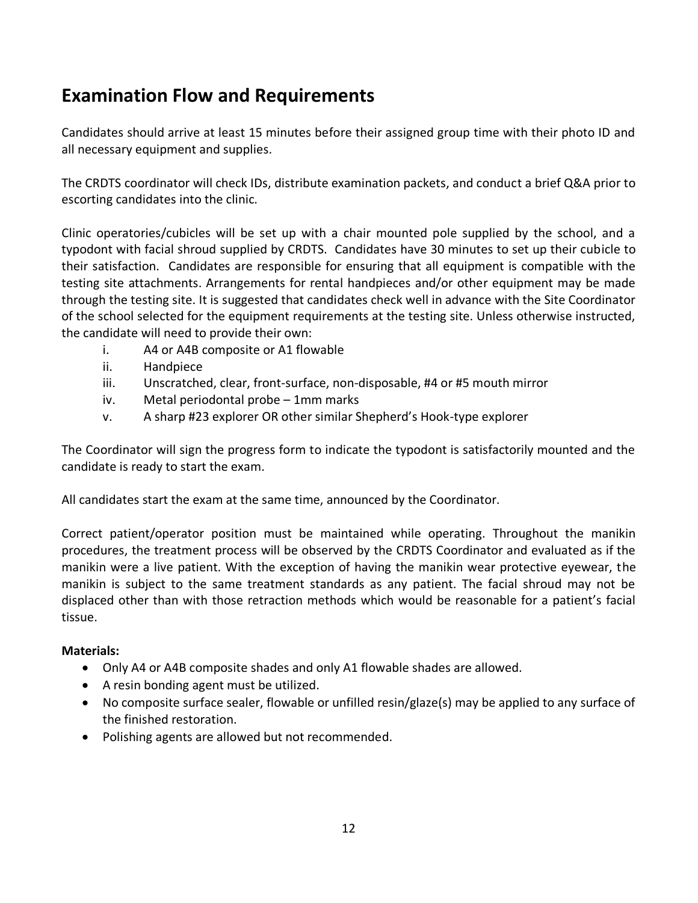## Examination Flow and Requirements

Candidates should arrive at least 15 minutes before their assigned group time with their photo ID and all necessary equipment and supplies.

The CRDTS coordinator will check IDs, distribute examination packets, and conduct a brief Q&A prior to escorting candidates into the clinic.

Clinic operatories/cubicles will be set up with a chair mounted pole supplied by the school, and a typodont with facial shroud supplied by CRDTS. Candidates have 30 minutes to set up their cubicle to their satisfaction. Candidates are responsible for ensuring that all equipment is compatible with the testing site attachments. Arrangements for rental handpieces and/or other equipment may be made through the testing site. It is suggested that candidates check well in advance with the Site Coordinator of the school selected for the equipment requirements at the testing site. Unless otherwise instructed, the candidate will need to provide their own:

i. A4 or A4B composite or A1 flowable
ii. Handpiece
iii. Unscratched, clear, front-surface, non-disposable, #4 or #5 mouth mirror
iv. Metal periodontal probe – 1mm marks
v. A sharp #23 explorer OR other similar Shepherd's Hook-type explorer

The Coordinator will sign the progress form to indicate the typodont is satisfactorily mounted and the candidate is ready to start the exam.

All candidates start the exam at the same time, announced by the Coordinator.

Correct patient/operator position must be maintained while operating. Throughout the manikin procedures, the treatment process will be observed by the CRDTS Coordinator and evaluated as if the manikin were a live patient. With the exception of having the manikin wear protective eyewear, the manikin is subject to the same treatment standards as any patient. The facial shroud may not be displaced other than with those retraction methods which would be reasonable for a patient's facial tissue.

**Materials:**

- Only A4 or A4B composite shades and only A1 flowable shades are allowed.
- A resin bonding agent must be utilized.
- No composite surface sealer, flowable or unfilled resin/glaze(s) may be applied to any surface of the finished restoration.
- Polishing agents are allowed but not recommended.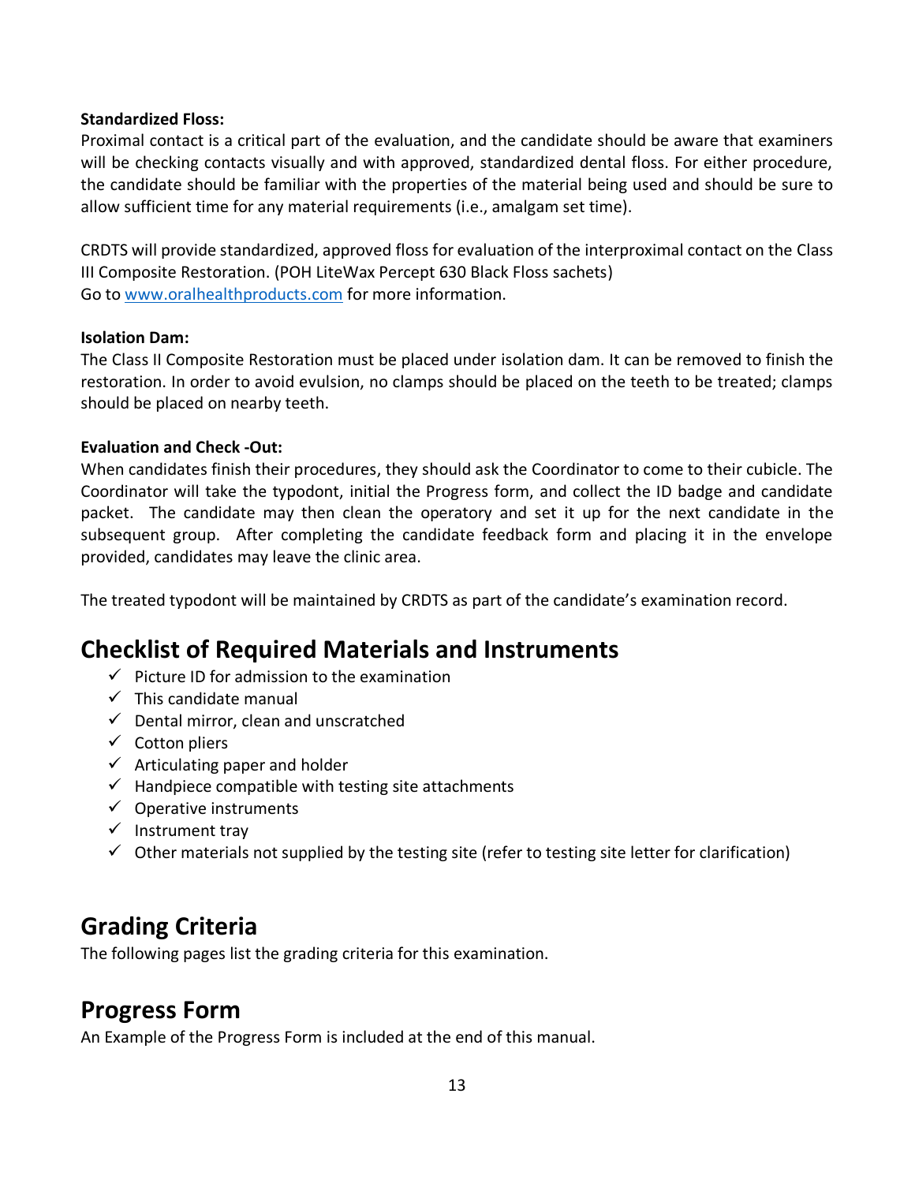**Standardized Floss:**

Proximal contact is a critical part of the evaluation, and the candidate should be aware that examiners will be checking contacts visually and with approved, standardized dental floss. For either procedure, the candidate should be familiar with the properties of the material being used and should be sure to allow sufficient time for any material requirements (i.e., amalgam set time).

CRDTS will provide standardized, approved floss for evaluation of the interproximal contact on the Class III Composite Restoration. (POH LiteWax Percept 630 Black Floss sachets)
Go to [www.oralhealthproducts.com](http://www.oralhealthproducts.com) for more information.

**Isolation Dam:**

The Class II Composite Restoration must be placed under isolation dam. It can be removed to finish the restoration. In order to avoid evulsion, no clamps should be placed on the teeth to be treated; clamps should be placed on nearby teeth.

**Evaluation and Check -Out:**

When candidates finish their procedures, they should ask the Coordinator to come to their cubicle. The Coordinator will take the typodont, initial the Progress form, and collect the ID badge and candidate packet. The candidate may then clean the operatory and set it up for the next candidate in the subsequent group. After completing the candidate feedback form and placing it in the envelope provided, candidates may leave the clinic area.

The treated typodont will be maintained by CRDTS as part of the candidate's examination record.

## Checklist of Required Materials and Instruments

- ✓ Picture ID for admission to the examination
- ✓ This candidate manual
- ✓ Dental mirror, clean and unscratched
- ✓ Cotton pliers
- ✓ Articulating paper and holder
- ✓ Handpiece compatible with testing site attachments
- ✓ Operative instruments
- ✓ Instrument tray
- ✓ Other materials not supplied by the testing site (refer to testing site letter for clarification)

## Grading Criteria

The following pages list the grading criteria for this examination.

## Progress Form

An Example of the Progress Form is included at the end of this manual.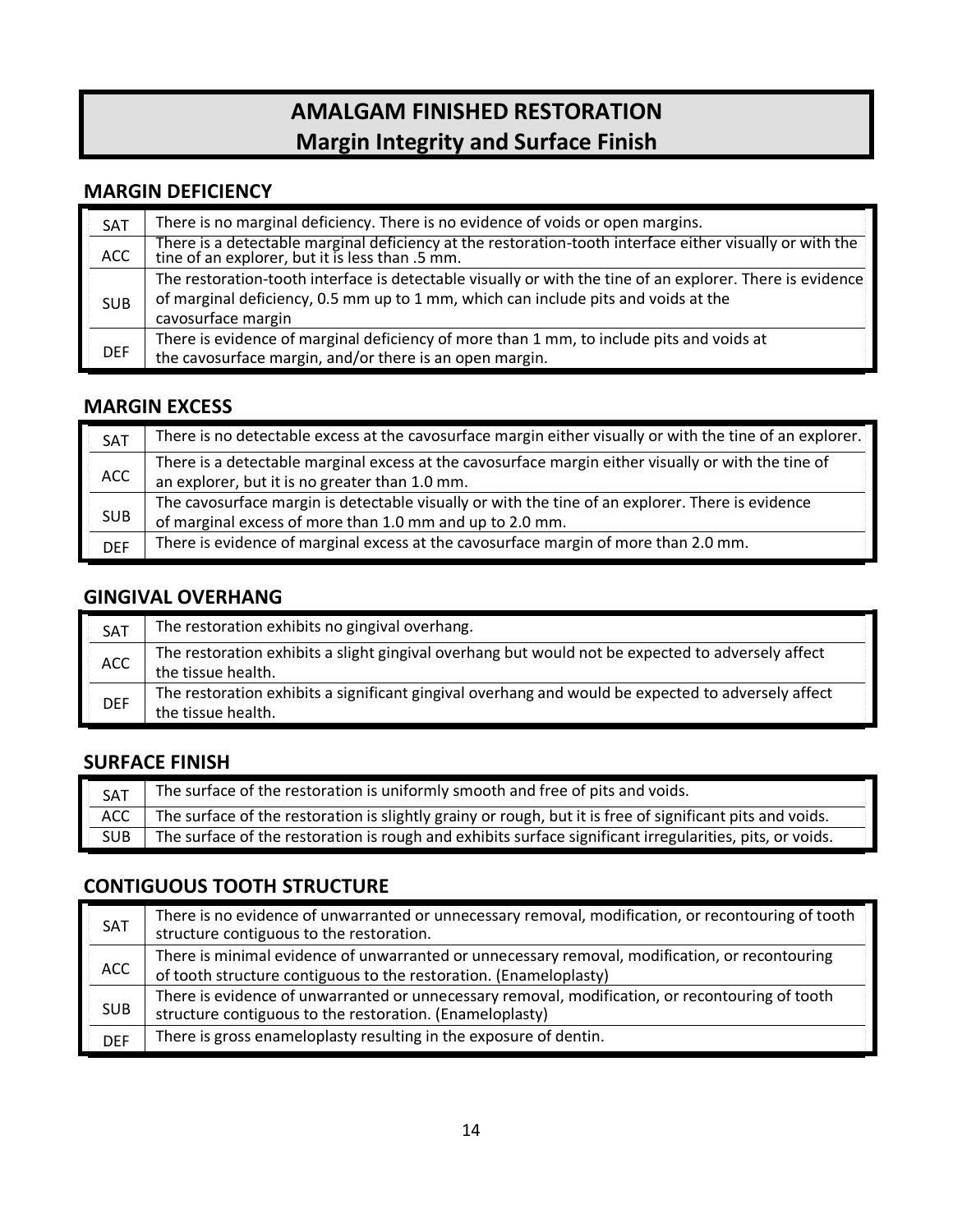# AMALGAM FINISHED RESTORATION
## Margin Integrity and Surface Finish

### MARGIN DEFICIENCY

| | |
|---|---|
| SAT | There is no marginal deficiency. There is no evidence of voids or open margins. |
| ACC | There is a detectable marginal deficiency at the restoration-tooth interface either visually or with the tine of an explorer, but it is less than .5 mm. |
| SUB | The restoration-tooth interface is detectable visually or with the tine of an explorer. There is evidence of marginal deficiency, 0.5 mm up to 1 mm, which can include pits and voids at the cavosurface margin |
| DEF | There is evidence of marginal deficiency of more than 1 mm, to include pits and voids at the cavosurface margin, and/or there is an open margin. |

### MARGIN EXCESS

| | |
|---|---|
| SAT | There is no detectable excess at the cavosurface margin either visually or with the tine of an explorer. |
| ACC | There is a detectable marginal excess at the cavosurface margin either visually or with the tine of an explorer, but it is no greater than 1.0 mm. |
| SUB | The cavosurface margin is detectable visually or with the tine of an explorer. There is evidence of marginal excess of more than 1.0 mm and up to 2.0 mm. |
| DEF | There is evidence of marginal excess at the cavosurface margin of more than 2.0 mm. |

### GINGIVAL OVERHANG

| | |
|---|---|
| SAT | The restoration exhibits no gingival overhang. |
| ACC | The restoration exhibits a slight gingival overhang but would not be expected to adversely affect the tissue health. |
| DEF | The restoration exhibits a significant gingival overhang and would be expected to adversely affect the tissue health. |

### SURFACE FINISH

| | |
|---|---|
| SAT | The surface of the restoration is uniformly smooth and free of pits and voids. |
| ACC | The surface of the restoration is slightly grainy or rough, but it is free of significant pits and voids. |
| SUB | The surface of the restoration is rough and exhibits surface significant irregularities, pits, or voids. |

### CONTIGUOUS TOOTH STRUCTURE

| | |
|---|---|
| SAT | There is no evidence of unwarranted or unnecessary removal, modification, or recontouring of tooth structure contiguous to the restoration. |
| ACC | There is minimal evidence of unwarranted or unnecessary removal, modification, or recontouring of tooth structure contiguous to the restoration. (Enameloplasty) |
| SUB | There is evidence of unwarranted or unnecessary removal, modification, or recontouring of tooth structure contiguous to the restoration. (Enameloplasty) |
| DEF | There is gross enameloplasty resulting in the exposure of dentin. |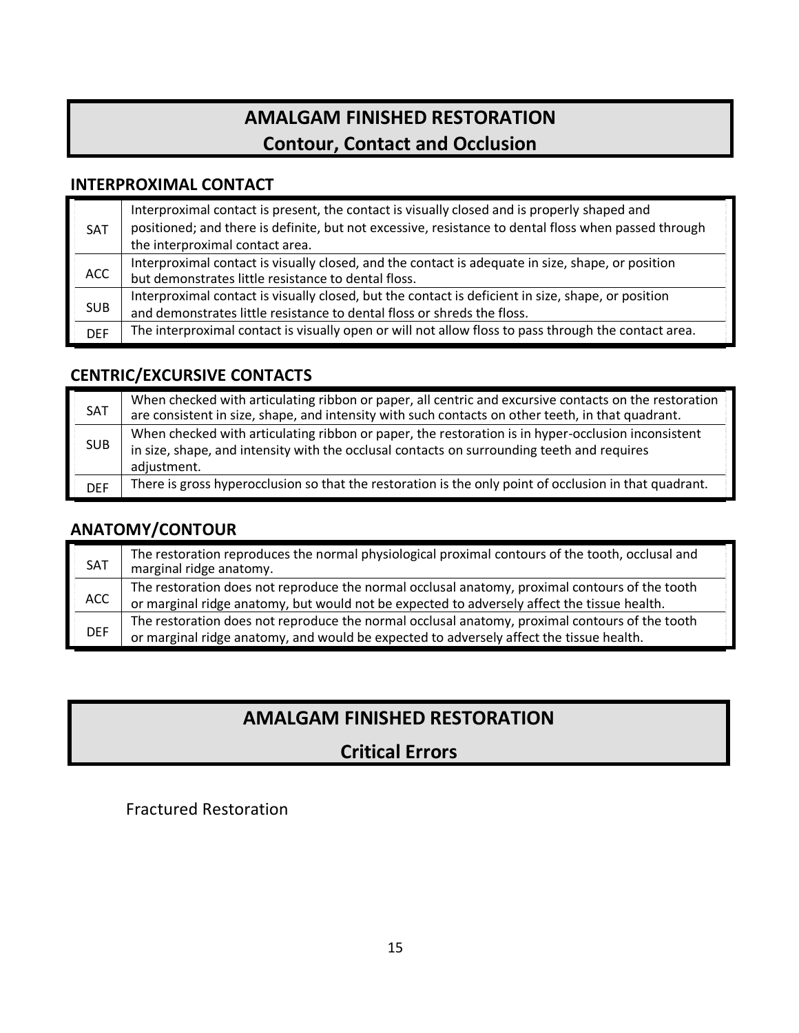# AMALGAM FINISHED RESTORATION
## Contour, Contact and Occlusion

### INTERPROXIMAL CONTACT

| | |
|---|---|
| SAT | Interproximal contact is present, the contact is visually closed and is properly shaped and positioned; and there is definite, but not excessive, resistance to dental floss when passed through the interproximal contact area. |
| ACC | Interproximal contact is visually closed, and the contact is adequate in size, shape, or position but demonstrates little resistance to dental floss. |
| SUB | Interproximal contact is visually closed, but the contact is deficient in size, shape, or position and demonstrates little resistance to dental floss or shreds the floss. |
| DEF | The interproximal contact is visually open or will not allow floss to pass through the contact area. |

### CENTRIC/EXCURSIVE CONTACTS

| | |
|---|---|
| SAT | When checked with articulating ribbon or paper, all centric and excursive contacts on the restoration are consistent in size, shape, and intensity with such contacts on other teeth, in that quadrant. |
| SUB | When checked with articulating ribbon or paper, the restoration is in hyper-occlusion inconsistent in size, shape, and intensity with the occlusal contacts on surrounding teeth and requires adjustment. |
| DEF | There is gross hyperocclusion so that the restoration is the only point of occlusion in that quadrant. |

### ANATOMY/CONTOUR

| | |
|---|---|
| SAT | The restoration reproduces the normal physiological proximal contours of the tooth, occlusal and marginal ridge anatomy. |
| ACC | The restoration does not reproduce the normal occlusal anatomy, proximal contours of the tooth or marginal ridge anatomy, but would not be expected to adversely affect the tissue health. |
| DEF | The restoration does not reproduce the normal occlusal anatomy, proximal contours of the tooth or marginal ridge anatomy, and would be expected to adversely affect the tissue health. |

# AMALGAM FINISHED RESTORATION
## Critical Errors

Fractured Restoration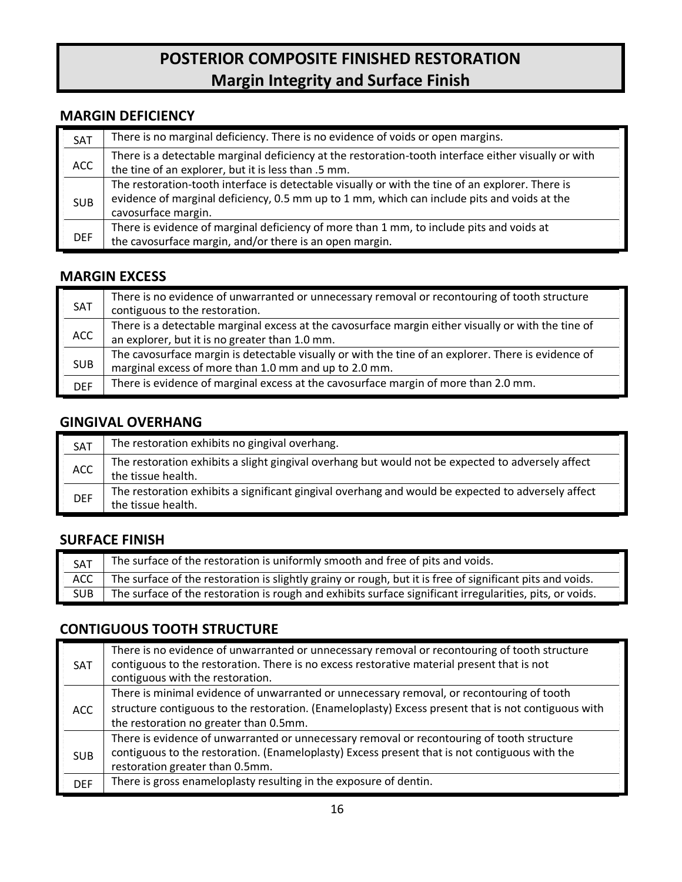# POSTERIOR COMPOSITE FINISHED RESTORATION
## Margin Integrity and Surface Finish

### MARGIN DEFICIENCY

| | |
|---|---|
| SAT | There is no marginal deficiency. There is no evidence of voids or open margins. |
| ACC | There is a detectable marginal deficiency at the restoration-tooth interface either visually or with the tine of an explorer, but it is less than .5 mm. |
| SUB | The restoration-tooth interface is detectable visually or with the tine of an explorer. There is evidence of marginal deficiency, 0.5 mm up to 1 mm, which can include pits and voids at the cavosurface margin. |
| DEF | There is evidence of marginal deficiency of more than 1 mm, to include pits and voids at the cavosurface margin, and/or there is an open margin. |

### MARGIN EXCESS

| | |
|---|---|
| SAT | There is no evidence of unwarranted or unnecessary removal or recontouring of tooth structure contiguous to the restoration. |
| ACC | There is a detectable marginal excess at the cavosurface margin either visually or with the tine of an explorer, but it is no greater than 1.0 mm. |
| SUB | The cavosurface margin is detectable visually or with the tine of an explorer. There is evidence of marginal excess of more than 1.0 mm and up to 2.0 mm. |
| DEF | There is evidence of marginal excess at the cavosurface margin of more than 2.0 mm. |

### GINGIVAL OVERHANG

| | |
|---|---|
| SAT | The restoration exhibits no gingival overhang. |
| ACC | The restoration exhibits a slight gingival overhang but would not be expected to adversely affect the tissue health. |
| DEF | The restoration exhibits a significant gingival overhang and would be expected to adversely affect the tissue health. |

### SURFACE FINISH

| | |
|---|---|
| SAT | The surface of the restoration is uniformly smooth and free of pits and voids. |
| ACC | The surface of the restoration is slightly grainy or rough, but it is free of significant pits and voids. |
| SUB | The surface of the restoration is rough and exhibits surface significant irregularities, pits, or voids. |

### CONTIGUOUS TOOTH STRUCTURE

| | |
|---|---|
| SAT | There is no evidence of unwarranted or unnecessary removal or recontouring of tooth structure contiguous to the restoration. There is no excess restorative material present that is not contiguous with the restoration. |
| ACC | There is minimal evidence of unwarranted or unnecessary removal, or recontouring of tooth structure contiguous to the restoration. (Enameloplasty) Excess present that is not contiguous with the restoration no greater than 0.5mm. |
| SUB | There is evidence of unwarranted or unnecessary removal or recontouring of tooth structure contiguous to the restoration. (Enameloplasty) Excess present that is not contiguous with the restoration greater than 0.5mm. |
| DEF | There is gross enameloplasty resulting in the exposure of dentin. |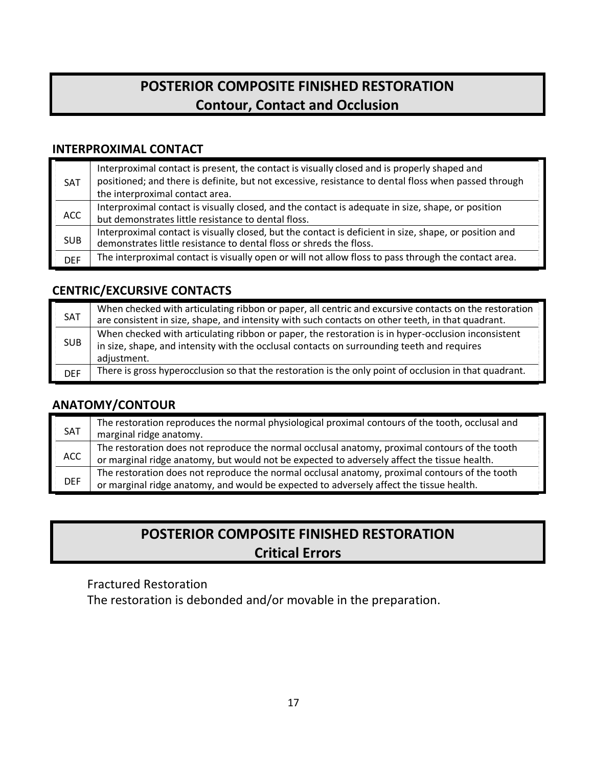# POSTERIOR COMPOSITE FINISHED RESTORATION
## Contour, Contact and Occlusion

### INTERPROXIMAL CONTACT

| | |
|---|---|
| SAT | Interproximal contact is present, the contact is visually closed and is properly shaped and positioned; and there is definite, but not excessive, resistance to dental floss when passed through the interproximal contact area. |
| ACC | Interproximal contact is visually closed, and the contact is adequate in size, shape, or position but demonstrates little resistance to dental floss. |
| SUB | Interproximal contact is visually closed, but the contact is deficient in size, shape, or position and demonstrates little resistance to dental floss or shreds the floss. |
| DEF | The interproximal contact is visually open or will not allow floss to pass through the contact area. |

### CENTRIC/EXCURSIVE CONTACTS

| | |
|---|---|
| SAT | When checked with articulating ribbon or paper, all centric and excursive contacts on the restoration are consistent in size, shape, and intensity with such contacts on other teeth, in that quadrant. |
| SUB | When checked with articulating ribbon or paper, the restoration is in hyper-occlusion inconsistent in size, shape, and intensity with the occlusal contacts on surrounding teeth and requires adjustment. |
| DEF | There is gross hyperocclusion so that the restoration is the only point of occlusion in that quadrant. |

### ANATOMY/CONTOUR

| | |
|---|---|
| SAT | The restoration reproduces the normal physiological proximal contours of the tooth, occlusal and marginal ridge anatomy. |
| ACC | The restoration does not reproduce the normal occlusal anatomy, proximal contours of the tooth or marginal ridge anatomy, but would not be expected to adversely affect the tissue health. |
| DEF | The restoration does not reproduce the normal occlusal anatomy, proximal contours of the tooth or marginal ridge anatomy, and would be expected to adversely affect the tissue health. |

# POSTERIOR COMPOSITE FINISHED RESTORATION
## Critical Errors

Fractured Restoration
The restoration is debonded and/or movable in the preparation.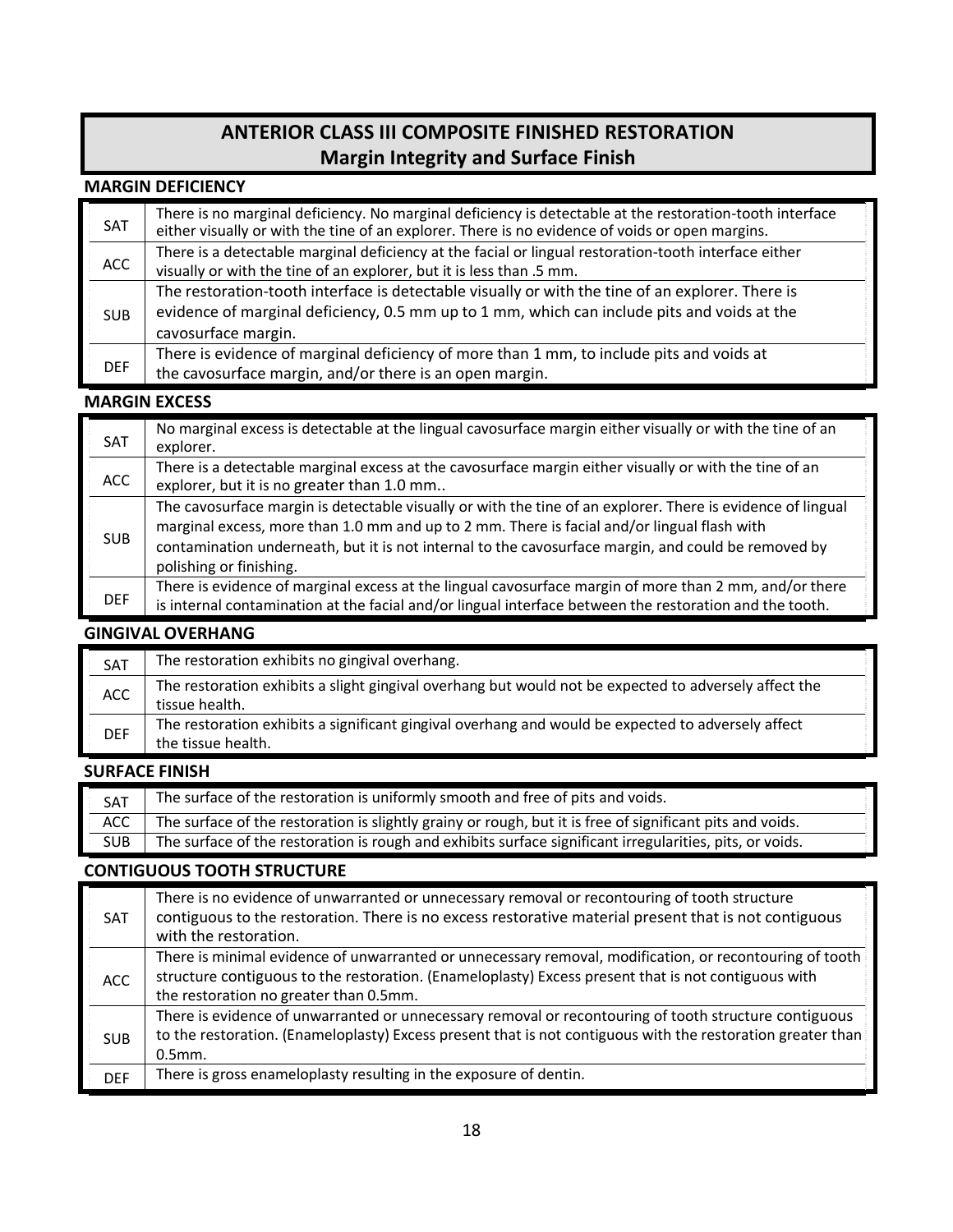# ANTERIOR CLASS III COMPOSITE FINISHED RESTORATION
## Margin Integrity and Surface Finish

### MARGIN DEFICIENCY

| | |
|---|---|
| SAT | There is no marginal deficiency. No marginal deficiency is detectable at the restoration-tooth interface either visually or with the tine of an explorer. There is no evidence of voids or open margins. |
| ACC | There is a detectable marginal deficiency at the facial or lingual restoration-tooth interface either visually or with the tine of an explorer, but it is less than .5 mm. |
| SUB | The restoration-tooth interface is detectable visually or with the tine of an explorer. There is evidence of marginal deficiency, 0.5 mm up to 1 mm, which can include pits and voids at the cavosurface margin. |
| DEF | There is evidence of marginal deficiency of more than 1 mm, to include pits and voids at the cavosurface margin, and/or there is an open margin. |

### MARGIN EXCESS

| | |
|---|---|
| SAT | No marginal excess is detectable at the lingual cavosurface margin either visually or with the tine of an explorer. |
| ACC | There is a detectable marginal excess at the cavosurface margin either visually or with the tine of an explorer, but it is no greater than 1.0 mm.. |
| SUB | The cavosurface margin is detectable visually or with the tine of an explorer. There is evidence of lingual marginal excess, more than 1.0 mm and up to 2 mm. There is facial and/or lingual flash with contamination underneath, but it is not internal to the cavosurface margin, and could be removed by polishing or finishing. |
| DEF | There is evidence of marginal excess at the lingual cavosurface margin of more than 2 mm, and/or there is internal contamination at the facial and/or lingual interface between the restoration and the tooth. |

### GINGIVAL OVERHANG

| | |
|---|---|
| SAT | The restoration exhibits no gingival overhang. |
| ACC | The restoration exhibits a slight gingival overhang but would not be expected to adversely affect the tissue health. |
| DEF | The restoration exhibits a significant gingival overhang and would be expected to adversely affect the tissue health. |

### SURFACE FINISH

| | |
|---|---|
| SAT | The surface of the restoration is uniformly smooth and free of pits and voids. |
| ACC | The surface of the restoration is slightly grainy or rough, but it is free of significant pits and voids. |
| SUB | The surface of the restoration is rough and exhibits surface significant irregularities, pits, or voids. |

### CONTIGUOUS TOOTH STRUCTURE

| | |
|---|---|
| SAT | There is no evidence of unwarranted or unnecessary removal or recontouring of tooth structure contiguous to the restoration. There is no excess restorative material present that is not contiguous with the restoration. |
| ACC | There is minimal evidence of unwarranted or unnecessary removal, modification, or recontouring of tooth structure contiguous to the restoration. (Enameloplasty) Excess present that is not contiguous with the restoration no greater than 0.5mm. |
| SUB | There is evidence of unwarranted or unnecessary removal or recontouring of tooth structure contiguous to the restoration. (Enameloplasty) Excess present that is not contiguous with the restoration greater than 0.5mm. |
| DEF | There is gross enameloplasty resulting in the exposure of dentin. |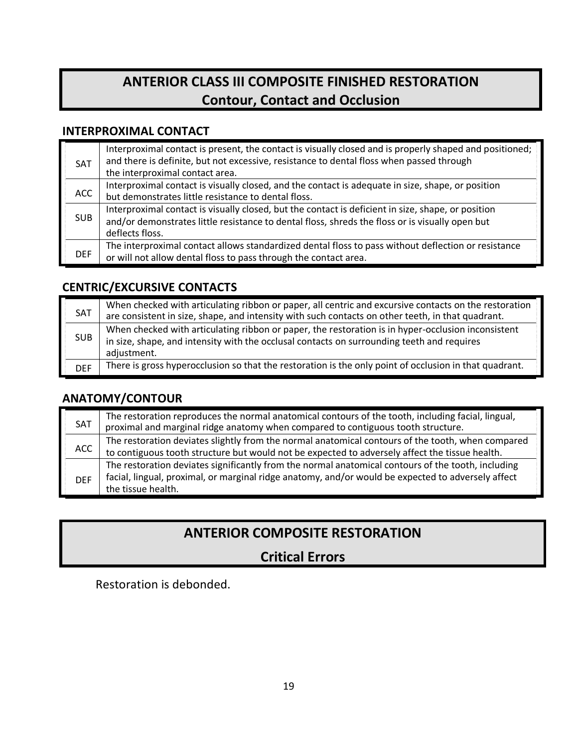# ANTERIOR CLASS III COMPOSITE FINISHED RESTORATION
## Contour, Contact and Occlusion

### INTERPROXIMAL CONTACT

| | |
|---|---|
| SAT | Interproximal contact is present, the contact is visually closed and is properly shaped and positioned; and there is definite, but not excessive, resistance to dental floss when passed through the interproximal contact area. |
| ACC | Interproximal contact is visually closed, and the contact is adequate in size, shape, or position but demonstrates little resistance to dental floss. |
| SUB | Interproximal contact is visually closed, but the contact is deficient in size, shape, or position and/or demonstrates little resistance to dental floss, shreds the floss or is visually open but deflects floss. |
| DEF | The interproximal contact allows standardized dental floss to pass without deflection or resistance or will not allow dental floss to pass through the contact area. |

### CENTRIC/EXCURSIVE CONTACTS

| | |
|---|---|
| SAT | When checked with articulating ribbon or paper, all centric and excursive contacts on the restoration are consistent in size, shape, and intensity with such contacts on other teeth, in that quadrant. |
| SUB | When checked with articulating ribbon or paper, the restoration is in hyper-occlusion inconsistent in size, shape, and intensity with the occlusal contacts on surrounding teeth and requires adjustment. |
| DEF | There is gross hyperocclusion so that the restoration is the only point of occlusion in that quadrant. |

### ANATOMY/CONTOUR

| | |
|---|---|
| SAT | The restoration reproduces the normal anatomical contours of the tooth, including facial, lingual, proximal and marginal ridge anatomy when compared to contiguous tooth structure. |
| ACC | The restoration deviates slightly from the normal anatomical contours of the tooth, when compared to contiguous tooth structure but would not be expected to adversely affect the tissue health. |
| DEF | The restoration deviates significantly from the normal anatomical contours of the tooth, including facial, lingual, proximal, or marginal ridge anatomy, and/or would be expected to adversely affect the tissue health. |

# ANTERIOR COMPOSITE RESTORATION
## Critical Errors

Restoration is debonded.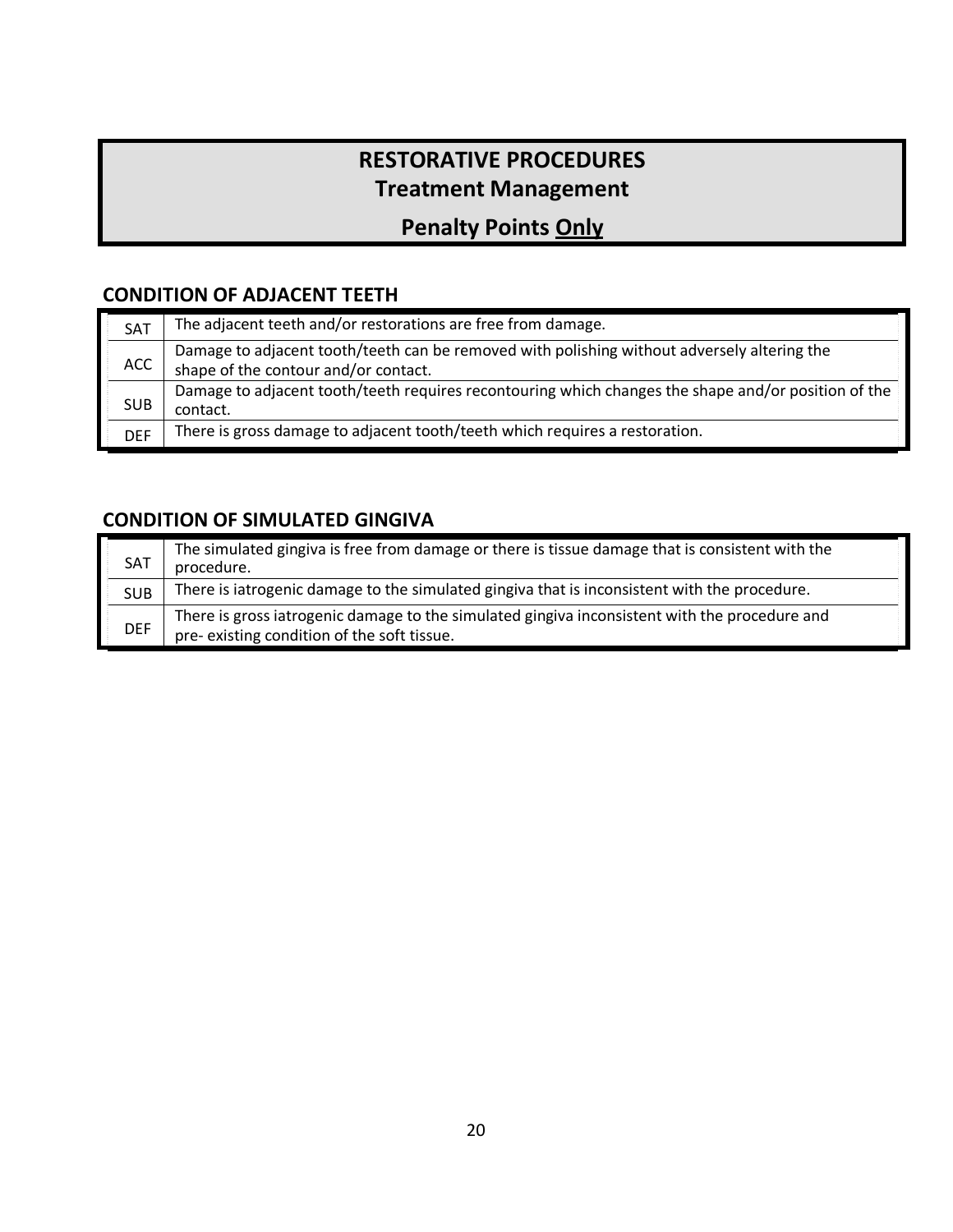# RESTORATIVE PROCEDURES
## Treatment Management
## Penalty Points <u>Only</u>

### CONDITION OF ADJACENT TEETH

| | |
|---|---|
| SAT | The adjacent teeth and/or restorations are free from damage. |
| ACC | Damage to adjacent tooth/teeth can be removed with polishing without adversely altering the shape of the contour and/or contact. |
| SUB | Damage to adjacent tooth/teeth requires recontouring which changes the shape and/or position of the contact. |
| DEF | There is gross damage to adjacent tooth/teeth which requires a restoration. |

### CONDITION OF SIMULATED GINGIVA

| | |
|---|---|
| SAT | The simulated gingiva is free from damage or there is tissue damage that is consistent with the procedure. |
| SUB | There is iatrogenic damage to the simulated gingiva that is inconsistent with the procedure. |
| DEF | There is gross iatrogenic damage to the simulated gingiva inconsistent with the procedure and pre- existing condition of the soft tissue. |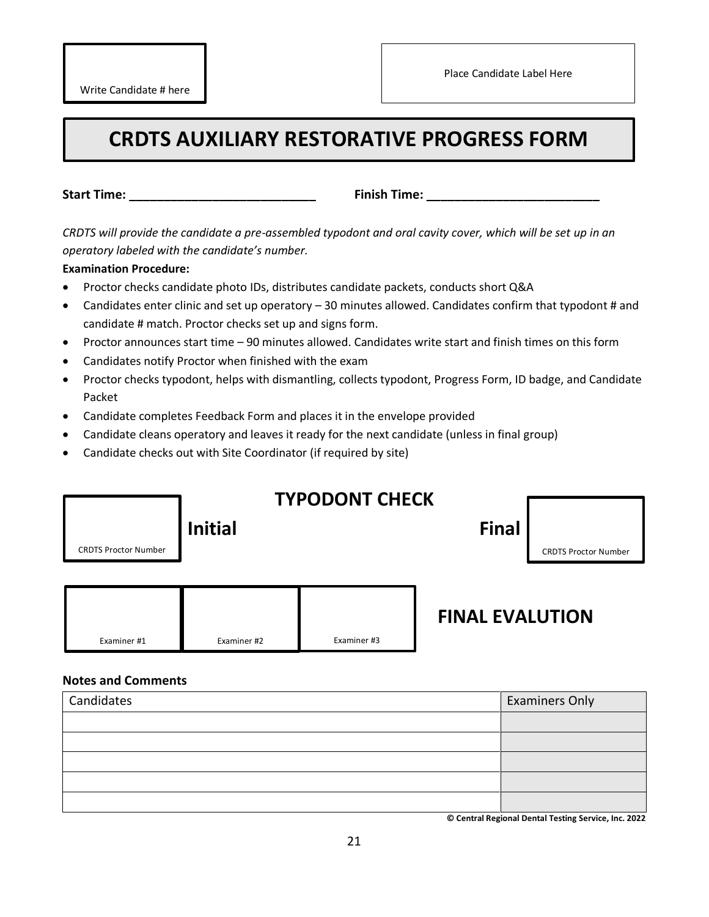Write Candidate # here

Place Candidate Label Here

# CRDTS AUXILIARY RESTORATIVE PROGRESS FORM

**Start Time: ___________________________** **Finish Time: _________________________**

*CRDTS will provide the candidate a pre-assembled typodont and oral cavity cover, which will be set up in an operatory labeled with the candidate's number.*

**Examination Procedure:**

- Proctor checks candidate photo IDs, distributes candidate packets, conducts short Q&A
- Candidates enter clinic and set up operatory – 30 minutes allowed. Candidates confirm that typodont # and candidate # match. Proctor checks set up and signs form.
- Proctor announces start time – 90 minutes allowed. Candidates write start and finish times on this form
- Candidates notify Proctor when finished with the exam
- Proctor checks typodont, helps with dismantling, collects typodont, Progress Form, ID badge, and Candidate Packet
- Candidate completes Feedback Form and places it in the envelope provided
- Candidate cleans operatory and leaves it ready for the next candidate (unless in final group)
- Candidate checks out with Site Coordinator (if required by site)

## TYPODONT CHECK

**Initial** — CRDTS Proctor Number

**Final** — CRDTS Proctor Number

## FINAL EVALUTION

| Examiner #1 | Examiner #2 | Examiner #3 |
|---|---|---|
| | | |

**Notes and Comments**

| Candidates | Examiners Only |
|---|---|
| | |
| | |
| | |
| | |
| | |

**© Central Regional Dental Testing Service, Inc. 2022**